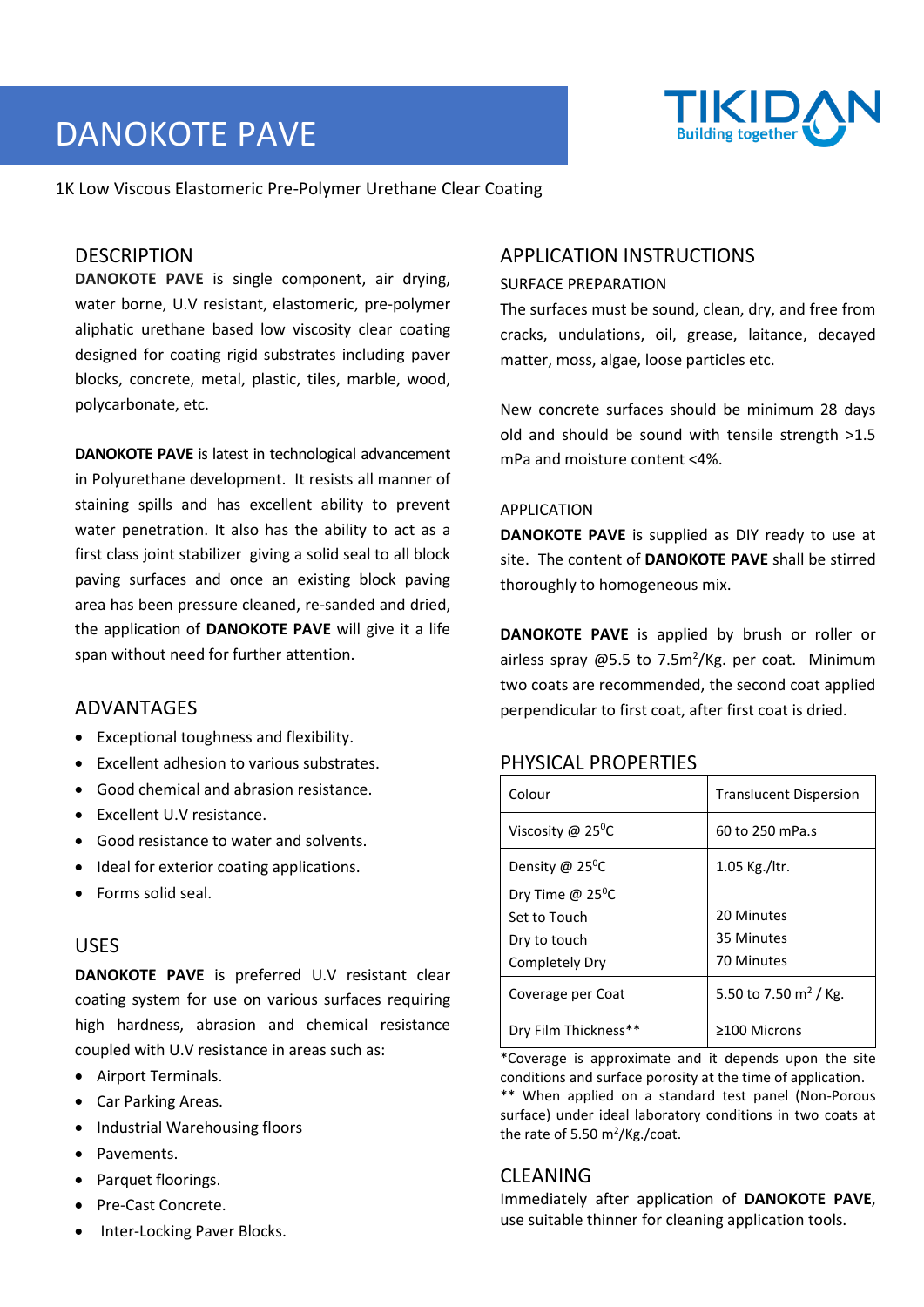# DANOKOTE PAVE

1K Low Viscous Elastomeric Pre-Polymer Urethane Clear Coating

## DESCRIPTION

**DANOKOTE PAVE** is single component, air drying, water borne, U.V resistant, elastomeric, pre-polymer aliphatic urethane based low viscosity clear coating designed for coating rigid substrates including paver blocks, concrete, metal, plastic, tiles, marble, wood, polycarbonate, etc.

**DANOKOTE PAVE** is latest in technological advancement in Polyurethane development. It resists all manner of staining spills and has excellent ability to prevent water penetration. It also has the ability to act as a first class joint stabilizer giving a solid seal to all block paving surfaces and once an existing block paving area has been pressure cleaned, re-sanded and dried, the application of **DANOKOTE PAVE** will give it a life span without need for further attention.

## ADVANTAGES

- Exceptional toughness and flexibility.
- Excellent adhesion to various substrates.
- Good chemical and abrasion resistance.
- Excellent U.V resistance.
- Good resistance to water and solvents.
- Ideal for exterior coating applications.
- Forms solid seal.

## USES

**DANOKOTE PAVE** is preferred U.V resistant clear coating system for use on various surfaces requiring high hardness, abrasion and chemical resistance coupled with U.V resistance in areas such as:

- Airport Terminals.
- Car Parking Areas.
- Industrial Warehousing floors
- Pavements.
- Parquet floorings.
- Pre-Cast Concrete.
- Inter-Locking Paver Blocks.

## APPLICATION INSTRUCTIONS

### SURFACE PREPARATION

The surfaces must be sound, clean, dry, and free from cracks, undulations, oil, grease, laitance, decayed matter, moss, algae, loose particles etc.

New concrete surfaces should be minimum 28 days old and should be sound with tensile strength >1.5 mPa and moisture content <4%.

### APPLICATION

**DANOKOTE PAVE** is supplied as DIY ready to use at site. The content of **DANOKOTE PAVE** shall be stirred thoroughly to homogeneous mix.

**DANOKOTE PAVE** is applied by brush or roller or airless spray @5.5 to 7.5m$^2$/Kg. per coat. Minimum two coats are recommended, the second coat applied perpendicular to first coat, after first coat is dried.

## PHYSICAL PROPERTIES

| Property | Value |
|---|---|
| Colour | Translucent Dispersion |
| Viscosity @ 25$^0$C | 60 to 250 mPa.s |
| Density @ 25$^0$C | 1.05 Kg./ltr. |
| Dry Time @ 25$^0$C<br>Set to Touch<br>Dry to touch<br>Completely Dry | <br>20 Minutes<br>35 Minutes<br>70 Minutes |
| Coverage per Coat | 5.50 to 7.50 m$^2$ / Kg. |
| Dry Film Thickness** | ≥100 Microns |

*Coverage is approximate and it depends upon the site conditions and surface porosity at the time of application.
** When applied on a standard test panel (Non-Porous surface) under ideal laboratory conditions in two coats at the rate of 5.50 m$^2$/Kg./coat.

## CLEANING

Immediately after application of **DANOKOTE PAVE**, use suitable thinner for cleaning application tools.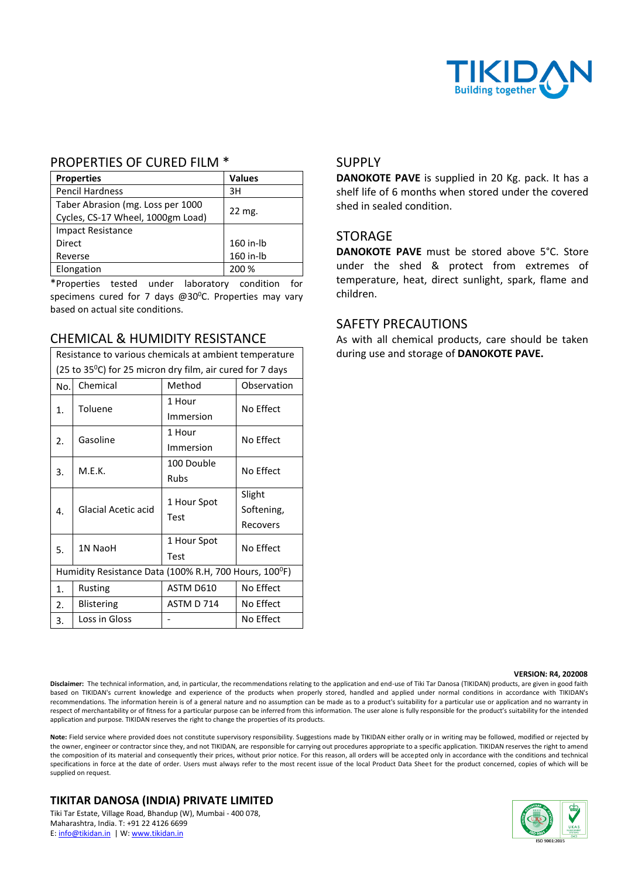## PROPERTIES OF CURED FILM *

| Properties | Values |
|---|---|
| Pencil Hardness | 3H |
| Taber Abrasion (mg. Loss per 1000 Cycles, CS-17 Wheel, 1000gm Load) | 22 mg. |
| Impact Resistance | |
| Direct | 160 in-lb |
| Reverse | 160 in-lb |
| Elongation | 200 % |

*Properties tested under laboratory condition for specimens cured for 7 days @30$^0$C. Properties may vary based on actual site conditions.

## CHEMICAL & HUMIDITY RESISTANCE

| Resistance to various chemicals at ambient temperature (25 to 35$^0$C) for 25 micron dry film, air cured for 7 days | | | |
|---|---|---|---|
| No. | Chemical | Method | Observation |
| 1. | Toluene | 1 Hour Immersion | No Effect |
| 2. | Gasoline | 1 Hour Immersion | No Effect |
| 3. | M.E.K. | 100 Double Rubs | No Effect |
| 4. | Glacial Acetic acid | 1 Hour Spot Test | Slight Softening, Recovers |
| 5. | 1N NaoH | 1 Hour Spot Test | No Effect |
| Humidity Resistance Data (100% R.H, 700 Hours, 100$^0$F) | | | |
| 1. | Rusting | ASTM D610 | No Effect |
| 2. | Blistering | ASTM D 714 | No Effect |
| 3. | Loss in Gloss | - | No Effect |

## SUPPLY

**DANOKOTE PAVE** is supplied in 20 Kg. pack. It has a shelf life of 6 months when stored under the covered shed in sealed condition.

## STORAGE

**DANOKOTE PAVE** must be stored above 5°C. Store under the shed & protect from extremes of temperature, heat, direct sunlight, spark, flame and children.

## SAFETY PRECAUTIONS

As with all chemical products, care should be taken during use and storage of **DANOKOTE PAVE.**

**VERSION: R4, 202008**

**Disclaimer:** The technical information, and, in particular, the recommendations relating to the application and end-use of Tiki Tar Danosa (TIKIDAN) products, are given in good faith based on TIKIDAN's current knowledge and experience of the products when properly stored, handled and applied under normal conditions in accordance with TIKIDAN's recommendations. The information herein is of a general nature and no assumption can be made as to a product's suitability for a particular use or application and no warranty in respect of merchantability or of fitness for a particular purpose can be inferred from this information. The user alone is fully responsible for the product's suitability for the intended application and purpose. TIKIDAN reserves the right to change the properties of its products.

**Note:** Field service where provided does not constitute supervisory responsibility. Suggestions made by TIKIDAN either orally or in writing may be followed, modified or rejected by the owner, engineer or contractor since they, and not TIKIDAN, are responsible for carrying out procedures appropriate to a specific application. TIKIDAN reserves the right to amend the composition of its material and consequently their prices, without prior notice. For this reason, all orders will be accepted only in accordance with the conditions and technical specifications in force at the date of order. Users must always refer to the most recent issue of the local Product Data Sheet for the product concerned, copies of which will be supplied on request.

### TIKITAR DANOSA (INDIA) PRIVATE LIMITED

Tiki Tar Estate, Village Road, Bhandup (W), Mumbai - 400 078,
Maharashtra, India. T: +91 22 4126 6699
E: info@tikidan.in | W: www.tikidan.in